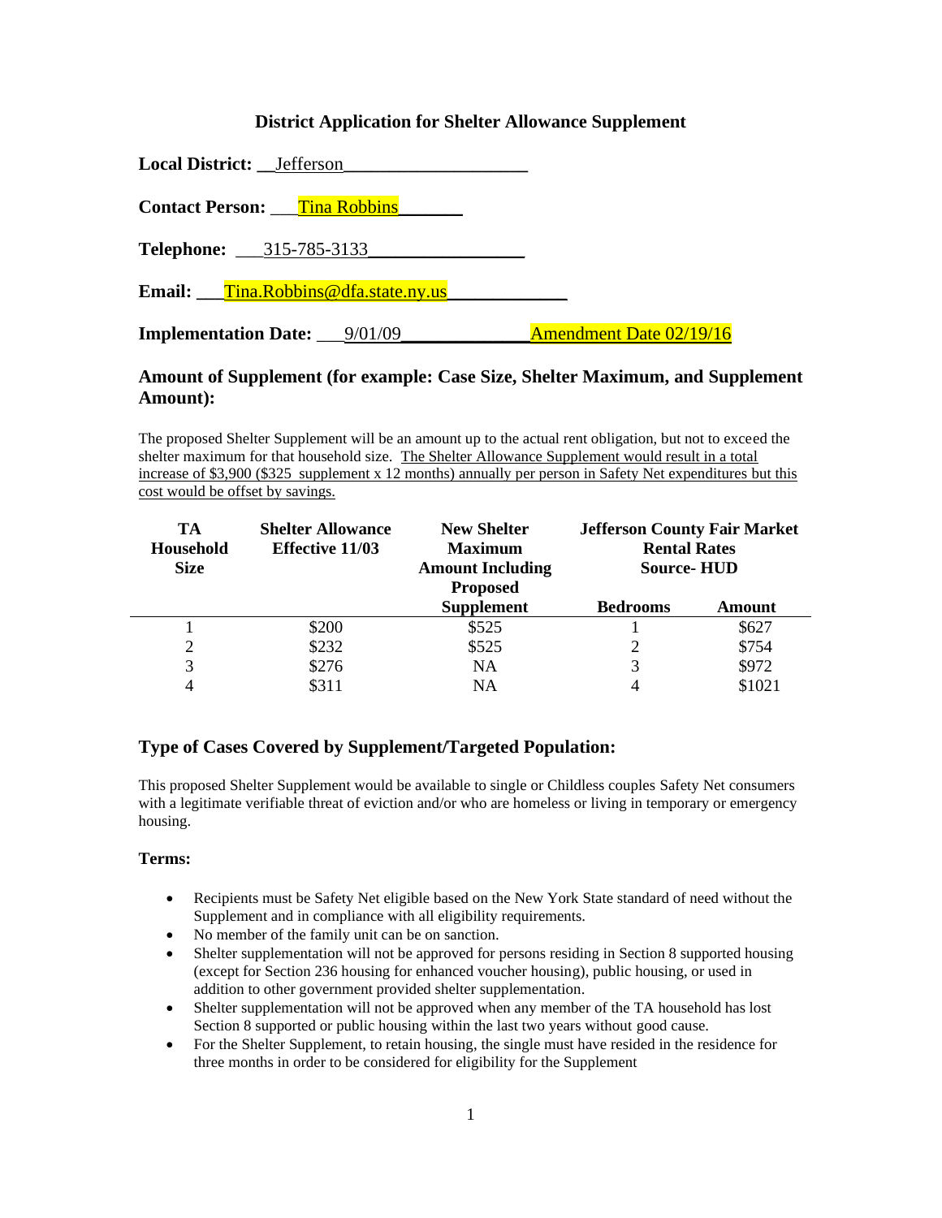# District Application for Shelter Allowance Supplement

**Local District:** Jefferson

**Contact Person:** Tina Robbins

**Telephone:** 315-785-3133

**Email:** Tina.Robbins@dfa.state.ny.us

**Implementation Date:** 9/01/09 Amendment Date 02/19/16

## Amount of Supplement (for example: Case Size, Shelter Maximum, and Supplement Amount):

The proposed Shelter Supplement will be an amount up to the actual rent obligation, but not to exceed the shelter maximum for that household size. The Shelter Allowance Supplement would result in a total increase of $3,900 ($325 supplement x 12 months) annually per person in Safety Net expenditures but this cost would be offset by savings.

| TA Household Size | Shelter Allowance Effective 11/03 | New Shelter Maximum Amount Including Proposed Supplement | Jefferson County Fair Market Rental Rates Source- HUD | |
|---|---|---|---|---|
| | | | **Bedrooms** | **Amount** |
| 1 | $200 | $525 | 1 | $627 |
| 2 | $232 | $525 | 2 | $754 |
| 3 | $276 | NA | 3 | $972 |
| 4 | $311 | NA | 4 | $1021 |

## Type of Cases Covered by Supplement/Targeted Population:

This proposed Shelter Supplement would be available to single or Childless couples Safety Net consumers with a legitimate verifiable threat of eviction and/or who are homeless or living in temporary or emergency housing.

### Terms:

- Recipients must be Safety Net eligible based on the New York State standard of need without the Supplement and in compliance with all eligibility requirements.
- No member of the family unit can be on sanction.
- Shelter supplementation will not be approved for persons residing in Section 8 supported housing (except for Section 236 housing for enhanced voucher housing), public housing, or used in addition to other government provided shelter supplementation.
- Shelter supplementation will not be approved when any member of the TA household has lost Section 8 supported or public housing within the last two years without good cause.
- For the Shelter Supplement, to retain housing, the single must have resided in the residence for three months in order to be considered for eligibility for the Supplement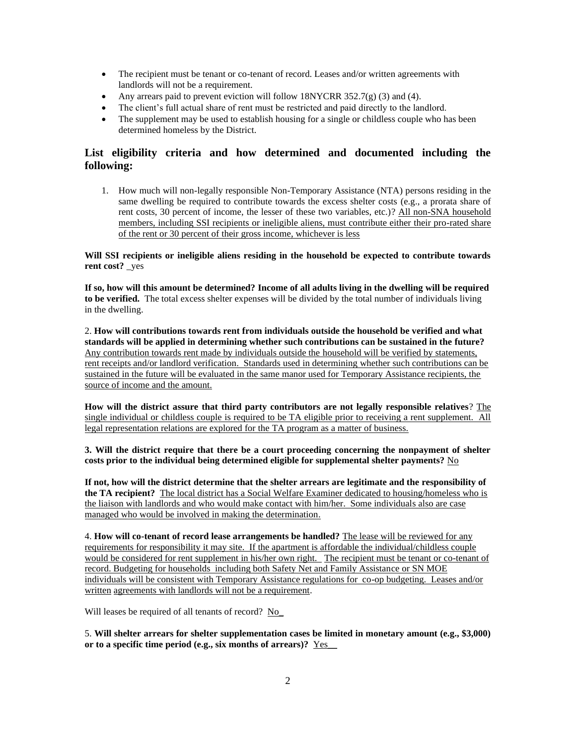- The recipient must be tenant or co-tenant of record. Leases and/or written agreements with landlords will not be a requirement.
- Any arrears paid to prevent eviction will follow 18NYCRR 352.7(g) (3) and (4).
- The client's full actual share of rent must be restricted and paid directly to the landlord.
- The supplement may be used to establish housing for a single or childless couple who has been determined homeless by the District.

## List eligibility criteria and how determined and documented including the following:

1. How much will non-legally responsible Non-Temporary Assistance (NTA) persons residing in the same dwelling be required to contribute towards the excess shelter costs (e.g., a prorata share of rent costs, 30 percent of income, the lesser of these two variables, etc.)? All non-SNA household members, including SSI recipients or ineligible aliens, must contribute either their pro-rated share of the rent or 30 percent of their gross income, whichever is less

**Will SSI recipients or ineligible aliens residing in the household be expected to contribute towards rent cost?** _yes

**If so, how will this amount be determined? Income of all adults living in the dwelling will be required to be verified.** The total excess shelter expenses will be divided by the total number of individuals living in the dwelling.

2. **How will contributions towards rent from individuals outside the household be verified and what standards will be applied in determining whether such contributions can be sustained in the future?** Any contribution towards rent made by individuals outside the household will be verified by statements, rent receipts and/or landlord verification. Standards used in determining whether such contributions can be sustained in the future will be evaluated in the same manor used for Temporary Assistance recipients, the source of income and the amount.

**How will the district assure that third party contributors are not legally responsible relatives**? The single individual or childless couple is required to be TA eligible prior to receiving a rent supplement. All legal representation relations are explored for the TA program as a matter of business.

**3. Will the district require that there be a court proceeding concerning the nonpayment of shelter costs prior to the individual being determined eligible for supplemental shelter payments?** No

**If not, how will the district determine that the shelter arrears are legitimate and the responsibility of the TA recipient?** The local district has a Social Welfare Examiner dedicated to housing/homeless who is the liaison with landlords and who would make contact with him/her. Some individuals also are case managed who would be involved in making the determination.

4. **How will co-tenant of record lease arrangements be handled?** The lease will be reviewed for any requirements for responsibility it may site. If the apartment is affordable the individual/childless couple would be considered for rent supplement in his/her own right. The recipient must be tenant or co-tenant of record. Budgeting for households including both Safety Net and Family Assistance or SN MOE individuals will be consistent with Temporary Assistance regulations for co-op budgeting. Leases and/or written agreements with landlords will not be a requirement.

Will leases be required of all tenants of record? No_

5. **Will shelter arrears for shelter supplementation cases be limited in monetary amount (e.g., $3,000) or to a specific time period (e.g., six months of arrears)?** Yes__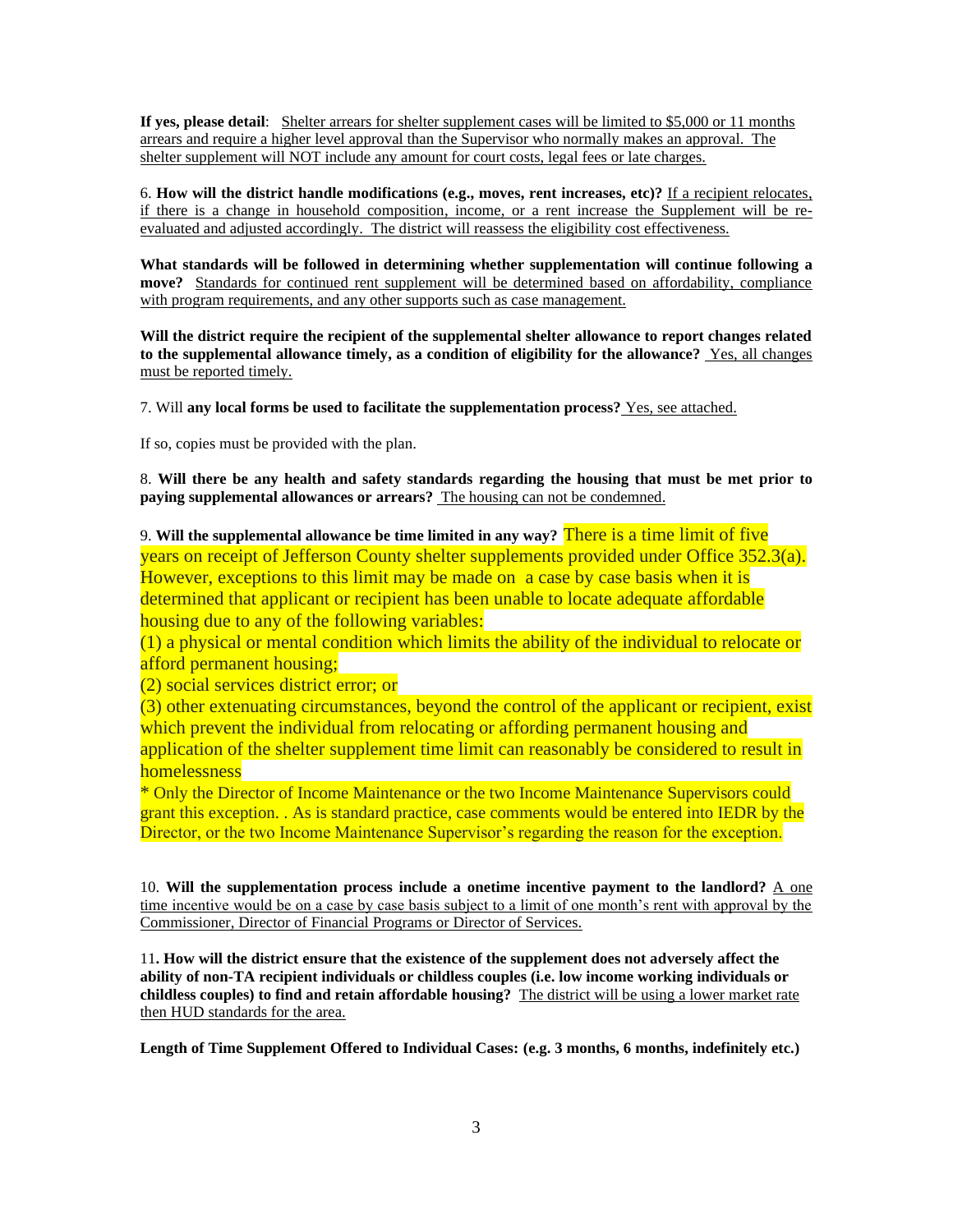**If yes, please detail**: Shelter arrears for shelter supplement cases will be limited to $5,000 or 11 months arrears and require a higher level approval than the Supervisor who normally makes an approval. The shelter supplement will NOT include any amount for court costs, legal fees or late charges.

6. **How will the district handle modifications (e.g., moves, rent increases, etc)?** If a recipient relocates, if there is a change in household composition, income, or a rent increase the Supplement will be re-evaluated and adjusted accordingly. The district will reassess the eligibility cost effectiveness.

**What standards will be followed in determining whether supplementation will continue following a move?** Standards for continued rent supplement will be determined based on affordability, compliance with program requirements, and any other supports such as case management.

**Will the district require the recipient of the supplemental shelter allowance to report changes related to the supplemental allowance timely, as a condition of eligibility for the allowance?** Yes, all changes must be reported timely.

7. Will **any local forms be used to facilitate the supplementation process?** Yes, see attached.

If so, copies must be provided with the plan.

8. **Will there be any health and safety standards regarding the housing that must be met prior to paying supplemental allowances or arrears?** The housing can not be condemned.

9. **Will the supplemental allowance be time limited in any way?** There is a time limit of five years on receipt of Jefferson County shelter supplements provided under Office 352.3(a). However, exceptions to this limit may be made on a case by case basis when it is determined that applicant or recipient has been unable to locate adequate affordable housing due to any of the following variables:
(1) a physical or mental condition which limits the ability of the individual to relocate or afford permanent housing;
(2) social services district error; or
(3) other extenuating circumstances, beyond the control of the applicant or recipient, exist which prevent the individual from relocating or affording permanent housing and application of the shelter supplement time limit can reasonably be considered to result in homelessness
* Only the Director of Income Maintenance or the two Income Maintenance Supervisors could grant this exception. . As is standard practice, case comments would be entered into IEDR by the Director, or the two Income Maintenance Supervisor's regarding the reason for the exception.

10. **Will the supplementation process include a onetime incentive payment to the landlord?** A one time incentive would be on a case by case basis subject to a limit of one month's rent with approval by the Commissioner, Director of Financial Programs or Director of Services.

11**. How will the district ensure that the existence of the supplement does not adversely affect the ability of non-TA recipient individuals or childless couples (i.e. low income working individuals or childless couples) to find and retain affordable housing?** The district will be using a lower market rate then HUD standards for the area.

**Length of Time Supplement Offered to Individual Cases: (e.g. 3 months, 6 months, indefinitely etc.)**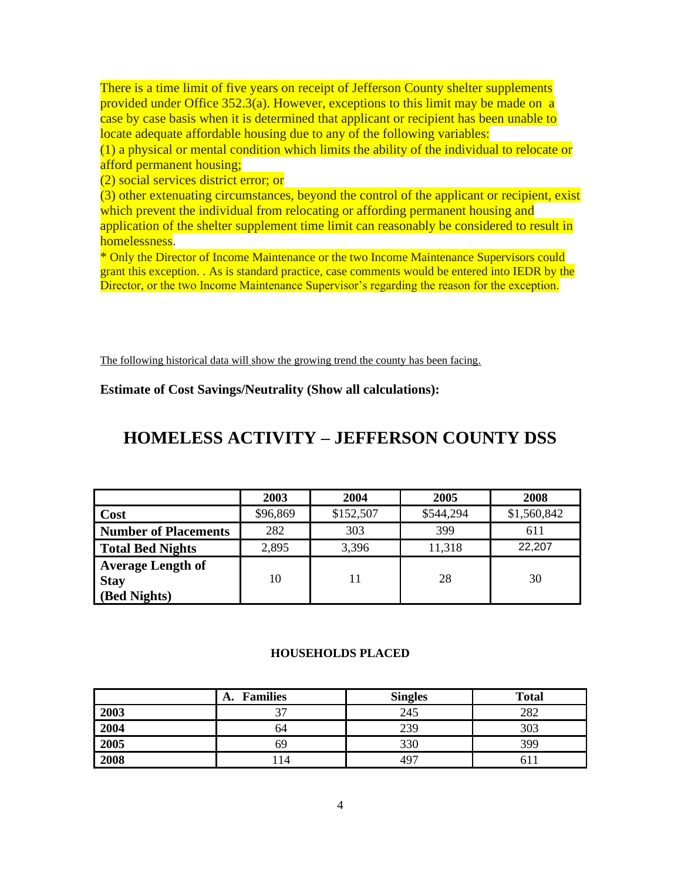There is a time limit of five years on receipt of Jefferson County shelter supplements provided under Office 352.3(a). However, exceptions to this limit may be made on a case by case basis when it is determined that applicant or recipient has been unable to locate adequate affordable housing due to any of the following variables:

(1) a physical or mental condition which limits the ability of the individual to relocate or afford permanent housing;

(2) social services district error; or

(3) other extenuating circumstances, beyond the control of the applicant or recipient, exist which prevent the individual from relocating or affording permanent housing and application of the shelter supplement time limit can reasonably be considered to result in homelessness.

* Only the Director of Income Maintenance or the two Income Maintenance Supervisors could grant this exception. . As is standard practice, case comments would be entered into IEDR by the Director, or the two Income Maintenance Supervisor's regarding the reason for the exception.

The following historical data will show the growing trend the county has been facing.

**Estimate of Cost Savings/Neutrality (Show all calculations):**

# HOMELESS ACTIVITY – JEFFERSON COUNTY DSS

| | 2003 | 2004 | 2005 | 2008 |
|---|---|---|---|---|
| **Cost** | $96,869 | $152,507 | $544,294 | $1,560,842 |
| **Number of Placements** | 282 | 303 | 399 | 611 |
| **Total Bed Nights** | 2,895 | 3,396 | 11,318 | 22,207 |
| **Average Length of Stay (Bed Nights)** | 10 | 11 | 28 | 30 |

**HOUSEHOLDS PLACED**

| | A. Families | Singles | Total |
|---|---|---|---|
| **2003** | 37 | 245 | 282 |
| **2004** | 64 | 239 | 303 |
| **2005** | 69 | 330 | 399 |
| **2008** | 114 | 497 | 611 |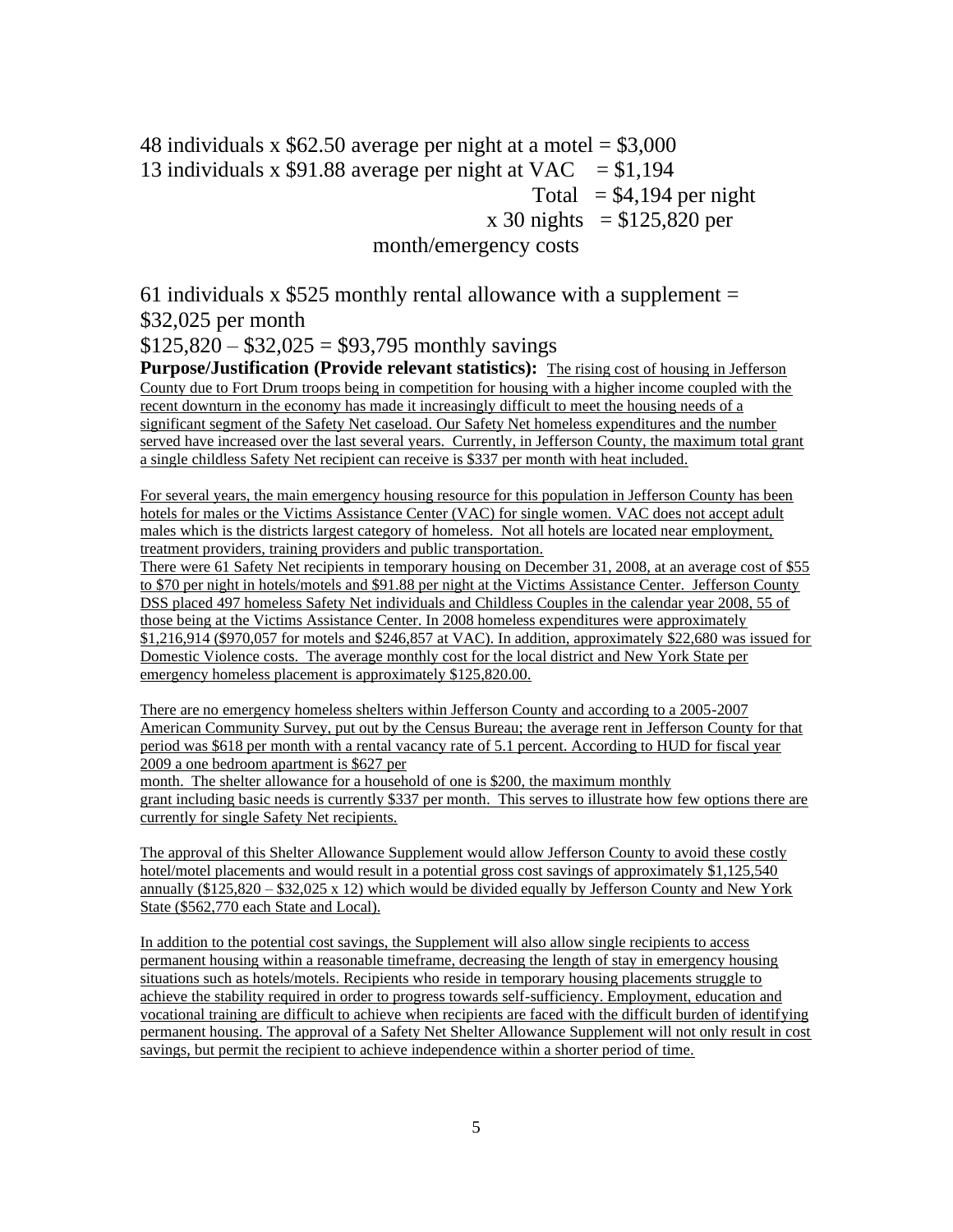48 individuals x $62.50 average per night at a motel = $3,000
13 individuals x $91.88 average per night at VAC = $1,194
Total = $4,194 per night
x 30 nights = $125,820 per month/emergency costs

61 individuals x $525 monthly rental allowance with a supplement = $32,025 per month
$125,820 – $32,025 = $93,795 monthly savings

**Purpose/Justification (Provide relevant statistics):** The rising cost of housing in Jefferson County due to Fort Drum troops being in competition for housing with a higher income coupled with the recent downturn in the economy has made it increasingly difficult to meet the housing needs of a significant segment of the Safety Net caseload. Our Safety Net homeless expenditures and the number served have increased over the last several years. Currently, in Jefferson County, the maximum total grant a single childless Safety Net recipient can receive is $337 per month with heat included.

For several years, the main emergency housing resource for this population in Jefferson County has been hotels for males or the Victims Assistance Center (VAC) for single women. VAC does not accept adult males which is the districts largest category of homeless. Not all hotels are located near employment, treatment providers, training providers and public transportation.
There were 61 Safety Net recipients in temporary housing on December 31, 2008, at an average cost of $55 to $70 per night in hotels/motels and $91.88 per night at the Victims Assistance Center. Jefferson County DSS placed 497 homeless Safety Net individuals and Childless Couples in the calendar year 2008, 55 of those being at the Victims Assistance Center. In 2008 homeless expenditures were approximately $1,216,914 ($970,057 for motels and $246,857 at VAC). In addition, approximately $22,680 was issued for Domestic Violence costs. The average monthly cost for the local district and New York State per emergency homeless placement is approximately $125,820.00.

There are no emergency homeless shelters within Jefferson County and according to a 2005-2007 American Community Survey, put out by the Census Bureau; the average rent in Jefferson County for that period was $618 per month with a rental vacancy rate of 5.1 percent. According to HUD for fiscal year 2009 a one bedroom apartment is $627 per month. The shelter allowance for a household of one is $200, the maximum monthly grant including basic needs is currently $337 per month. This serves to illustrate how few options there are currently for single Safety Net recipients.

The approval of this Shelter Allowance Supplement would allow Jefferson County to avoid these costly hotel/motel placements and would result in a potential gross cost savings of approximately $1,125,540 annually ($125,820 – $32,025 x 12) which would be divided equally by Jefferson County and New York State ($562,770 each State and Local).

In addition to the potential cost savings, the Supplement will also allow single recipients to access permanent housing within a reasonable timeframe, decreasing the length of stay in emergency housing situations such as hotels/motels. Recipients who reside in temporary housing placements struggle to achieve the stability required in order to progress towards self-sufficiency. Employment, education and vocational training are difficult to achieve when recipients are faced with the difficult burden of identifying permanent housing. The approval of a Safety Net Shelter Allowance Supplement will not only result in cost savings, but permit the recipient to achieve independence within a shorter period of time.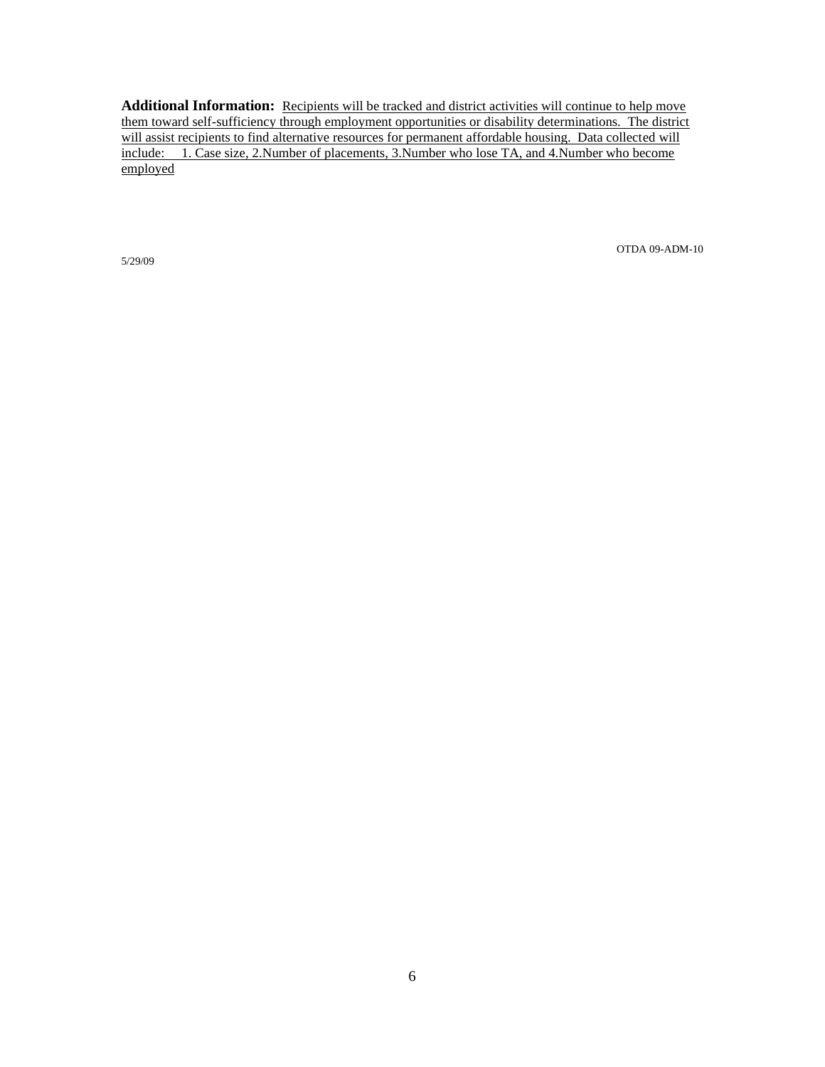**Additional Information:** Recipients will be tracked and district activities will continue to help move them toward self-sufficiency through employment opportunities or disability determinations. The district will assist recipients to find alternative resources for permanent affordable housing. Data collected will include: 1. Case size, 2.Number of placements, 3.Number who lose TA, and 4.Number who become employed

OTDA 09-ADM-10

5/29/09